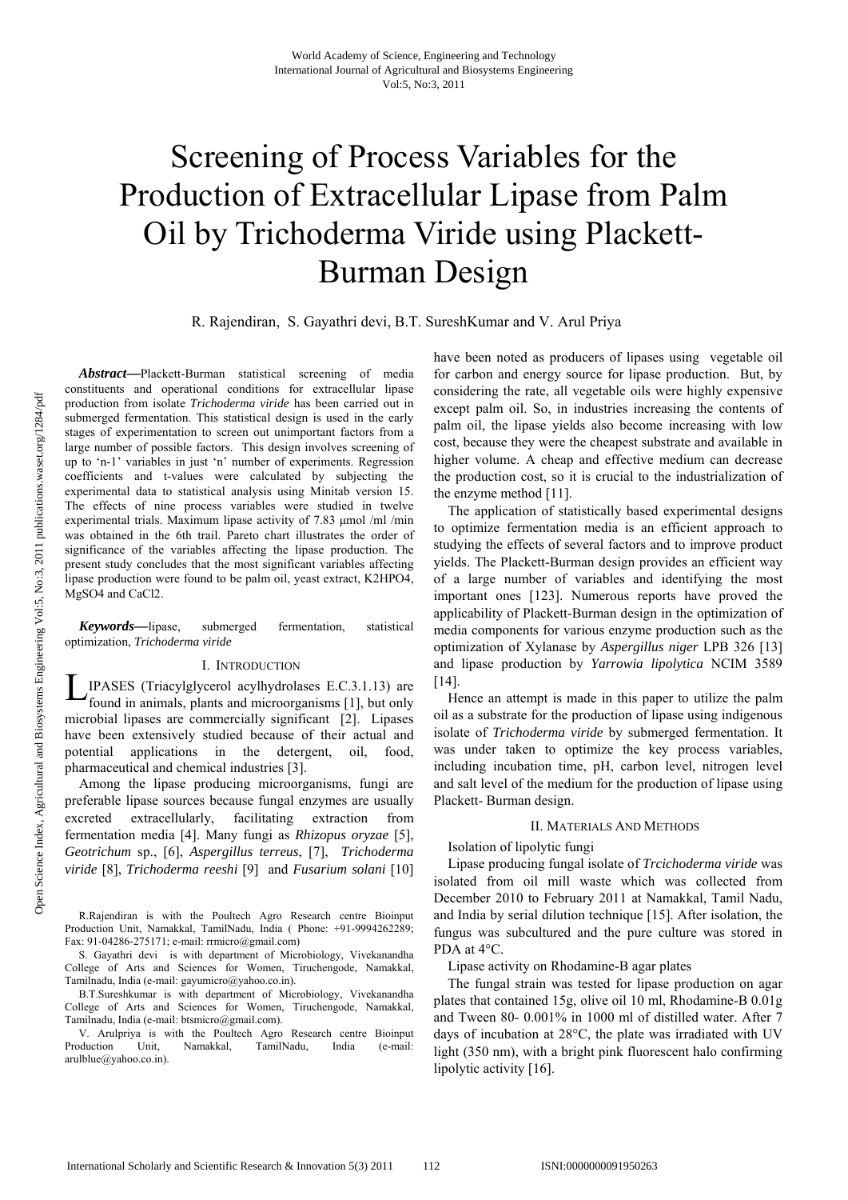// Screening of Process Variables for the Production of Extracellular Lipase from Palm Oil by Trichoderma Viride using Plackett-Burman Design

R. Rajendiran, S. Gayathri devi, B.T. SureshKumar and V. Arul Priya

***Abstract*—**Plackett-Burman statistical screening of media constituents and operational conditions for extracellular lipase production from isolate *Trichoderma viride* has been carried out in submerged fermentation. This statistical design is used in the early stages of experimentation to screen out unimportant factors from a large number of possible factors. This design involves screening of up to 'n-1' variables in just 'n' number of experiments. Regression coefficients and t-values were calculated by subjecting the experimental data to statistical analysis using Minitab version 15. The effects of nine process variables were studied in twelve experimental trials. Maximum lipase activity of 7.83 μmol /ml /min was obtained in the 6th trail. Pareto chart illustrates the order of significance of the variables affecting the lipase production. The present study concludes that the most significant variables affecting lipase production were found to be palm oil, yeast extract, $K_2HPO_4$, $MgSO_4$ and $CaCl_2$.

***Keywords*—**lipase, submerged fermentation, statistical optimization, *Trichoderma viride*

## I. Introduction

LIPASES (Triacylglycerol acylhydrolases E.C.3.1.13) are found in animals, plants and microorganisms [1], but only microbial lipases are commercially significant [2]. Lipases have been extensively studied because of their actual and potential applications in the detergent, oil, food, pharmaceutical and chemical industries [3].

Among the lipase producing microorganisms, fungi are preferable lipase sources because fungal enzymes are usually excreted extracellularly, facilitating extraction from fermentation media [4]. Many fungi as *Rhizopus oryzae* [5], *Geotrichum* sp., [6], *Aspergillus terreus*, [7], *Trichoderma viride* [8], *Trichoderma reeshi* [9] and *Fusarium solani* [10] have been noted as producers of lipases using vegetable oil for carbon and energy source for lipase production. But, by considering the rate, all vegetable oils were highly expensive except palm oil. So, in industries increasing the contents of palm oil, the lipase yields also become increasing with low cost, because they were the cheapest substrate and available in higher volume. A cheap and effective medium can decrease the production cost, so it is crucial to the industrialization of the enzyme method [11].

The application of statistically based experimental designs to optimize fermentation media is an efficient approach to studying the effects of several factors and to improve product yields. The Plackett-Burman design provides an efficient way of a large number of variables and identifying the most important ones [123]. Numerous reports have proved the applicability of Plackett-Burman design in the optimization of media components for various enzyme production such as the optimization of Xylanase by *Aspergillus niger* LPB 326 [13] and lipase production by *Yarrowia lipolytica* NCIM 3589 [14].

Hence an attempt is made in this paper to utilize the palm oil as a substrate for the production of lipase using indigenous isolate of *Trichoderma viride* by submerged fermentation. It was under taken to optimize the key process variables, including incubation time, pH, carbon level, nitrogen level and salt level of the medium for the production of lipase using Plackett- Burman design.

## II. Materials And Methods

Isolation of lipolytic fungi

Lipase producing fungal isolate of *Trcichoderma viride* was isolated from oil mill waste which was collected from December 2010 to February 2011 at Namakkal, Tamil Nadu, and India by serial dilution technique [15]. After isolation, the fungus was subcultured and the pure culture was stored in PDA at 4°C.

Lipase activity on Rhodamine-B agar plates

The fungal strain was tested for lipase production on agar plates that contained 15g, olive oil 10 ml, Rhodamine-B 0.01g and Tween 80- 0.001% in 1000 ml of distilled water. After 7 days of incubation at 28°C, the plate was irradiated with UV light (350 nm), with a bright pink fluorescent halo confirming lipolytic activity [16].

R.Rajendiran is with the Poultech Agro Research centre Bioinput Production Unit, Namakkal, TamilNadu, India ( Phone: +91-9994262289; Fax: 91-04286-275171; e-mail: rrmicro@gmail.com)

S. Gayathri devi is with department of Microbiology, Vivekanandha College of Arts and Sciences for Women, Tiruchengode, Namakkal, Tamilnadu, India (e-mail: gayumicro@yahoo.co.in).

B.T.Sureshkumar is with department of Microbiology, Vivekanandha College of Arts and Sciences for Women, Tiruchengode, Namakkal, Tamilnadu, India (e-mail: btsmicro@gmail.com).

V. Arulpriya is with the Poultech Agro Research centre Bioinput Production Unit, Namakkal, TamilNadu, India (e-mail: arulblue@yahoo.co.in).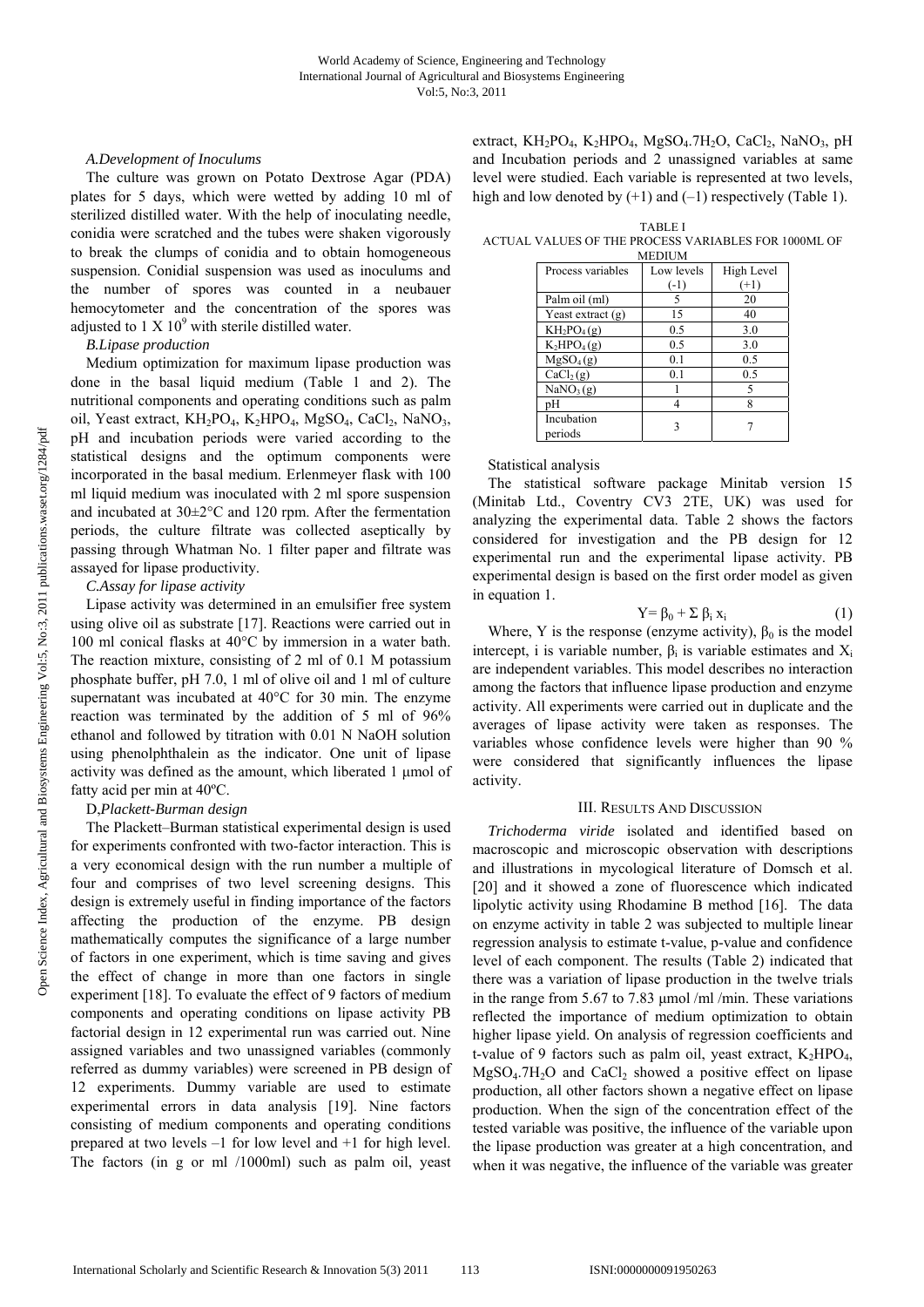*A.Development of Inoculums*

The culture was grown on Potato Dextrose Agar (PDA) plates for 5 days, which were wetted by adding 10 ml of sterilized distilled water. With the help of inoculating needle, conidia were scratched and the tubes were shaken vigorously to break the clumps of conidia and to obtain homogeneous suspension. Conidial suspension was used as inoculums and the number of spores was counted in a neubauer hemocytometer and the concentration of the spores was adjusted to $1 \times 10^9$ with sterile distilled water.

*B.Lipase production*

Medium optimization for maximum lipase production was done in the basal liquid medium (Table 1 and 2). The nutritional components and operating conditions such as palm oil, Yeast extract, $KH_2PO_4$, $K_2HPO_4$, $MgSO_4$, $CaCl_2$, $NaNO_3$, pH and incubation periods were varied according to the statistical designs and the optimum components were incorporated in the basal medium. Erlenmeyer flask with 100 ml liquid medium was inoculated with 2 ml spore suspension and incubated at 30±2°C and 120 rpm. After the fermentation periods, the culture filtrate was collected aseptically by passing through Whatman No. 1 filter paper and filtrate was assayed for lipase productivity.

*C.Assay for lipase activity*

Lipase activity was determined in an emulsifier free system using olive oil as substrate [17]. Reactions were carried out in 100 ml conical flasks at 40°C by immersion in a water bath. The reaction mixture, consisting of 2 ml of 0.1 M potassium phosphate buffer, pH 7.0, 1 ml of olive oil and 1 ml of culture supernatant was incubated at 40°C for 30 min. The enzyme reaction was terminated by the addition of 5 ml of 96% ethanol and followed by titration with 0.01 N NaOH solution using phenolphthalein as the indicator. One unit of lipase activity was defined as the amount, which liberated 1 µmol of fatty acid per min at 40ºC.

D,*Plackett-Burman design*

The Plackett–Burman statistical experimental design is used for experiments confronted with two-factor interaction. This is a very economical design with the run number a multiple of four and comprises of two level screening designs. This design is extremely useful in finding importance of the factors affecting the production of the enzyme. PB design mathematically computes the significance of a large number of factors in one experiment, which is time saving and gives the effect of change in more than one factors in single experiment [18]. To evaluate the effect of 9 factors of medium components and operating conditions on lipase activity PB factorial design in 12 experimental run was carried out. Nine assigned variables and two unassigned variables (commonly referred as dummy variables) were screened in PB design of 12 experiments. Dummy variable are used to estimate experimental errors in data analysis [19]. Nine factors consisting of medium components and operating conditions prepared at two levels –1 for low level and +1 for high level. The factors (in g or ml /1000ml) such as palm oil, yeast extract, $KH_2PO_4$, $K_2HPO_4$, $MgSO_4.7H_2O$, $CaCl_2$, $NaNO_3$, pH and Incubation periods and 2 unassigned variables at same level were studied. Each variable is represented at two levels, high and low denoted by (+1) and (–1) respectively (Table 1).

TABLE I
ACTUAL VALUES OF THE PROCESS VARIABLES FOR 1000ML OF MEDIUM

| Process variables | Low levels (-1) | High Level (+1) |
|---|---|---|
| Palm oil (ml) | 5 | 20 |
| Yeast extract (g) | 15 | 40 |
| $KH_2PO_4$ (g) | 0.5 | 3.0 |
| $K_2HPO_4$ (g) | 0.5 | 3.0 |
| $MgSO_4$ (g) | 0.1 | 0.5 |
| $CaCl_2$ (g) | 0.1 | 0.5 |
| $NaNO_3$ (g) | 1 | 5 |
| pH | 4 | 8 |
| Incubation periods | 3 | 7 |

Statistical analysis

The statistical software package Minitab version 15 (Minitab Ltd., Coventry CV3 2TE, UK) was used for analyzing the experimental data. Table 2 shows the factors considered for investigation and the PB design for 12 experimental run and the experimental lipase activity. PB experimental design is based on the first order model as given in equation 1.

$$Y = \beta_0 + \Sigma \beta_i x_i \qquad (1)$$

Where, Y is the response (enzyme activity), $\beta_0$ is the model intercept, i is variable number, $\beta_i$ is variable estimates and $X_i$ are independent variables. This model describes no interaction among the factors that influence lipase production and enzyme activity. All experiments were carried out in duplicate and the averages of lipase activity were taken as responses. The variables whose confidence levels were higher than 90 % were considered that significantly influences the lipase activity.

## III. Results And Discussion

*Trichoderma viride* isolated and identified based on macroscopic and microscopic observation with descriptions and illustrations in mycological literature of Domsch et al. [20] and it showed a zone of fluorescence which indicated lipolytic activity using Rhodamine B method [16]. The data on enzyme activity in table 2 was subjected to multiple linear regression analysis to estimate t-value, p-value and confidence level of each component. The results (Table 2) indicated that there was a variation of lipase production in the twelve trials in the range from 5.67 to 7.83 µmol /ml /min. These variations reflected the importance of medium optimization to obtain higher lipase yield. On analysis of regression coefficients and t-value of 9 factors such as palm oil, yeast extract, $K_2HPO_4$, $MgSO_4.7H_2O$ and $CaCl_2$ showed a positive effect on lipase production, all other factors shown a negative effect on lipase production. When the sign of the concentration effect of the tested variable was positive, the influence of the variable upon the lipase production was greater at a high concentration, and when it was negative, the influence of the variable was greater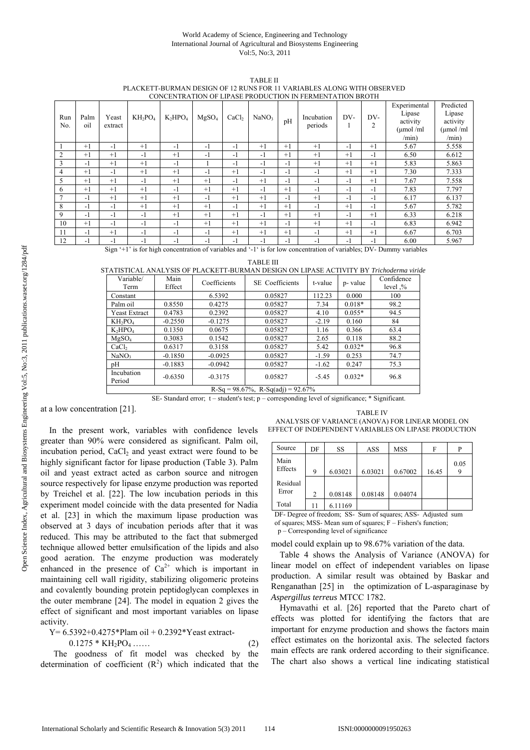TABLE II
PLACKETT-BURMAN DESIGN OF 12 RUNS FOR 11 VARIABLES ALONG WITH OBSERVED CONCENTRATION OF LIPASE PRODUCTION IN FERMENTATION BROTH

| Run No. | Palm oil | Yeast extract | $KH_2PO_4$ | $K_2HPO_4$ | $MgSO_4$ | $CaCl_2$ | $NaNO_3$ | pH | Incubation periods | DV-1 | DV-2 | Experimental Lipase activity (μmol /ml /min) | Predicted Lipase activity (μmol /ml /min) |
|---|---|---|---|---|---|---|---|---|---|---|---|---|---|
| 1 | +1 | -1 | +1 | -1 | -1 | -1 | +1 | +1 | +1 | -1 | +1 | 5.67 | 5.558 |
| 2 | +1 | +1 | -1 | +1 | -1 | -1 | -1 | +1 | +1 | +1 | -1 | 6.50 | 6.612 |
| 3 | -1 | +1 | +1 | -1 | 1 | -1 | -1 | -1 | +1 | +1 | +1 | 5.83 | 5.863 |
| 4 | +1 | -1 | +1 | +1 | -1 | +1 | -1 | -1 | -1 | +1 | +1 | 7.30 | 7.333 |
| 5 | +1 | +1 | -1 | +1 | +1 | -1 | +1 | -1 | -1 | -1 | +1 | 7.67 | 7.558 |
| 6 | +1 | +1 | +1 | -1 | +1 | +1 | -1 | +1 | -1 | -1 | -1 | 7.83 | 7.797 |
| 7 | -1 | +1 | +1 | +1 | -1 | +1 | +1 | -1 | +1 | -1 | -1 | 6.17 | 6.137 |
| 8 | -1 | -1 | +1 | +1 | +1 | -1 | +1 | +1 | -1 | +1 | -1 | 5.67 | 5.782 |
| 9 | -1 | -1 | -1 | +1 | +1 | +1 | -1 | +1 | +1 | -1 | +1 | 6.33 | 6.218 |
| 10 | +1 | -1 | -1 | -1 | +1 | +1 | +1 | -1 | +1 | +1 | -1 | 6.83 | 6.942 |
| 11 | -1 | +1 | -1 | -1 | -1 | +1 | +1 | +1 | -1 | +1 | +1 | 6.67 | 6.703 |
| 12 | -1 | -1 | -1 | -1 | -1 | -1 | -1 | -1 | -1 | -1 | -1 | 6.00 | 5.967 |

Sign '+1' is for high concentration of variables and '-1' is for low concentration of variables; DV- Dummy variables

TABLE III
STATISTICAL ANALYSIS OF PLACKETT-BURMAN DESIGN ON LIPASE ACTIVITY BY *Trichoderma viride*

| Variable/ Term | Main Effect | Coefficients | SE Coefficients | t-value | p- value | Confidence level ,% |
|---|---|---|---|---|---|---|
| Constant | | 6.5392 | 0.05827 | 112.23 | 0.000 | 100 |
| Palm oil | 0.8550 | 0.4275 | 0.05827 | 7.34 | 0.018* | 98.2 |
| Yeast Extract | 0.4783 | 0.2392 | 0.05827 | 4.10 | 0.055* | 94.5 |
| $KH_2PO_4$ | -0.2550 | -0.1275 | 0.05827 | -2.19 | 0.160 | 84 |
| $K_2HPO_4$ | 0.1350 | 0.0675 | 0.05827 | 1.16 | 0.366 | 63.4 |
| $MgSO_4$ | 0.3083 | 0.1542 | 0.05827 | 2.65 | 0.118 | 88.2 |
| $CaCl_2$ | 0.6317 | 0.3158 | 0.05827 | 5.42 | 0.032* | 96.8 |
| $NaNO_3$ | -0.1850 | -0.0925 | 0.05827 | -1.59 | 0.253 | 74.7 |
| pH | -0.1883 | -0.0942 | 0.05827 | -1.62 | 0.247 | 75.3 |
| Incubation Period | -0.6350 | -0.3175 | 0.05827 | -5.45 | 0.032* | 96.8 |
| R-Sq = 98.67%, R-Sq(adj) = 92.67% | | | | | | |

SE- Standard error; t – student's test; p – corresponding level of significance; * Significant.

at a low concentration [21].

In the present work, variables with confidence levels greater than 90% were considered as significant. Palm oil, incubation period, $CaCl_2$ and yeast extract were found to be highly significant factor for lipase production (Table 3). Palm oil and yeast extract acted as carbon source and nitrogen source respectively for lipase enzyme production was reported by Treichel et al. [22]. The low incubation periods in this experiment model coincide with the data presented for Nadia et al. [23] in which the maximum lipase production was observed at 3 days of incubation periods after that it was reduced. This may be attributed to the fact that submerged technique allowed better emulsification of the lipids and also good aeration. The enzyme production was moderately enhanced in the presence of $Ca^{2+}$ which is important in maintaining cell wall rigidity, stabilizing oligomeric proteins and covalently bounding protein peptidoglycan complexes in the outer membrane [24]. The model in equation 2 gives the effect of significant and most important variables on lipase activity.

$$Y = 6.5392 + 0.4275 * \text{Plam oil} + 0.2392 * \text{Yeast extract} - 0.1275 * KH_2PO_4 \ldots\ldots \quad (2)$$

The goodness of fit model was checked by the determination of coefficient ($R^2$) which indicated that the model could explain up to 98.67% variation of the data.

TABLE IV
ANALYSIS OF VARIANCE (ANOVA) FOR LINEAR MODEL ON EFFECT OF INDEPENDENT VARIABLES ON LIPASE PRODUCTION

| Source | DF | SS | ASS | MSS | F | P |
|---|---|---|---|---|---|---|
| Main Effects | 9 | 6.03021 | 6.03021 | 0.67002 | 16.45 | 0.059 |
| Residual Error | 2 | 0.08148 | 0.08148 | 0.04074 | | |
| Total | 11 | 6.11169 | | | | |

DF- Degree of freedom; SS- Sum of squares; ASS- Adjusted sum of squares; MSS- Mean sum of squares; F – Fishers's function; p – Corresponding level of significance

Table 4 shows the Analysis of Variance (ANOVA) for linear model on effect of independent variables on lipase production. A similar result was obtained by Baskar and Renganathan [25] in the optimization of L-asparaginase by *Aspergillus terreus* MTCC 1782.

Hymavathi et al. [26] reported that the Pareto chart of effects was plotted for identifying the factors that are important for enzyme production and shows the factors main effect estimates on the horizontal axis. The selected factors main effects are rank ordered according to their significance. The chart also shows a vertical line indicating statistical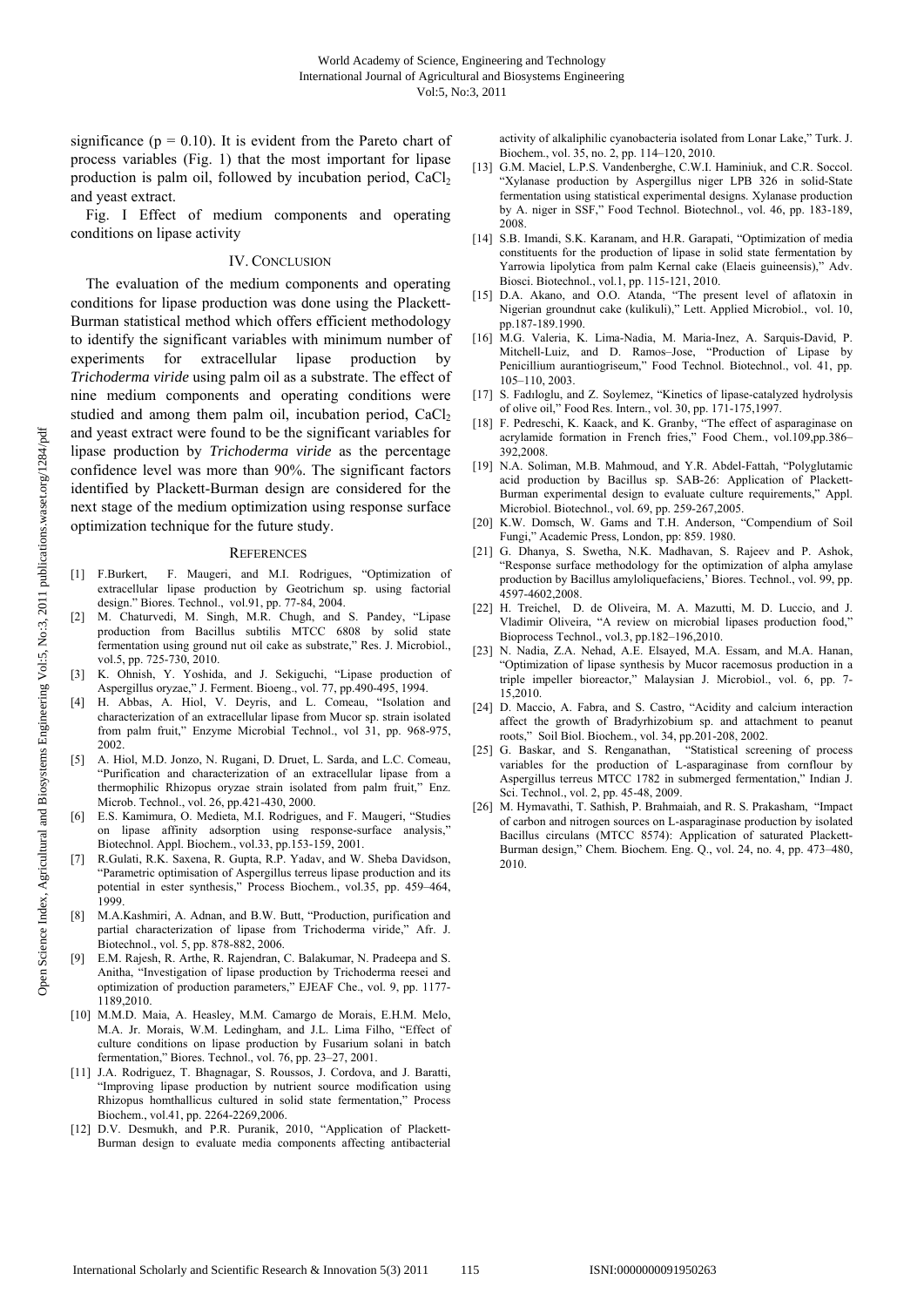significance ($p = 0.10$). It is evident from the Pareto chart of process variables (Fig. 1) that the most important for lipase production is palm oil, followed by incubation period, $CaCl_2$ and yeast extract.

Fig. I Effect of medium components and operating conditions on lipase activity

## IV. Conclusion

The evaluation of the medium components and operating conditions for lipase production was done using the Plackett-Burman statistical method which offers efficient methodology to identify the significant variables with minimum number of experiments for extracellular lipase production by *Trichoderma viride* using palm oil as a substrate. The effect of nine medium components and operating conditions were studied and among them palm oil, incubation period, $CaCl_2$ and yeast extract were found to be the significant variables for lipase production by *Trichoderma viride* as the percentage confidence level was more than 90%. The significant factors identified by Plackett-Burman design are considered for the next stage of the medium optimization using response surface optimization technique for the future study.

## References

[1] F.Burkert, F. Maugeri, and M.I. Rodrigues, "Optimization of extracellular lipase production by Geotrichum sp. using factorial design." Biores. Technol., vol.91, pp. 77-84, 2004.

[2] M. Chaturvedi, M. Singh, M.R. Chugh, and S. Pandey, "Lipase production from Bacillus subtilis MTCC 6808 by solid state fermentation using ground nut oil cake as substrate," Res. J. Microbiol., vol.5, pp. 725-730, 2010.

[3] K. Ohnish, Y. Yoshida, and J. Sekiguchi, "Lipase production of Aspergillus oryzae," J. Ferment. Bioeng., vol. 77, pp.490-495, 1994.

[4] H. Abbas, A. Hiol, V. Deyris, and L. Comeau, "Isolation and characterization of an extracellular lipase from Mucor sp. strain isolated from palm fruit," Enzyme Microbial Technol., vol 31, pp. 968-975, 2002.

[5] A. Hiol, M.D. Jonzo, N. Rugani, D. Druet, L. Sarda, and L.C. Comeau, "Purification and characterization of an extracellular lipase from a thermophilic Rhizopus oryzae strain isolated from palm fruit," Enz. Microb. Technol., vol. 26, pp.421-430, 2000.

[6] E.S. Kamimura, O. Medieta, M.I. Rodrigues, and F. Maugeri, "Studies on lipase affinity adsorption using response-surface analysis," Biotechnol. Appl. Biochem., vol.33, pp.153-159, 2001.

[7] R.Gulati, R.K. Saxena, R. Gupta, R.P. Yadav, and W. Sheba Davidson, "Parametric optimisation of Aspergillus terreus lipase production and its potential in ester synthesis," Process Biochem., vol.35, pp. 459–464, 1999.

[8] M.A.Kashmiri, A. Adnan, and B.W. Butt, "Production, purification and partial characterization of lipase from Trichoderma viride," Afr. J. Biotechnol., vol. 5, pp. 878-882, 2006.

[9] E.M. Rajesh, R. Arthe, R. Rajendran, C. Balakumar, N. Pradeepa and S. Anitha, "Investigation of lipase production by Trichoderma reesei and optimization of production parameters," EJEAF Che., vol. 9, pp. 1177-1189,2010.

[10] M.M.D. Maia, A. Heasley, M.M. Camargo de Morais, E.H.M. Melo, M.A. Jr. Morais, W.M. Ledingham, and J.L. Lima Filho, "Effect of culture conditions on lipase production by Fusarium solani in batch fermentation," Biores. Technol., vol. 76, pp. 23–27, 2001.

[11] J.A. Rodriguez, T. Bhagnagar, S. Roussos, J. Cordova, and J. Baratti, "Improving lipase production by nutrient source modification using Rhizopus homthallicus cultured in solid state fermentation," Process Biochem., vol.41, pp. 2264-2269,2006.

[12] D.V. Desmukh, and P.R. Puranik, 2010, "Application of Plackett-Burman design to evaluate media components affecting antibacterial activity of alkaliphilic cyanobacteria isolated from Lonar Lake," Turk. J. Biochem., vol. 35, no. 2, pp. 114–120, 2010.

[13] G.M. Maciel, L.P.S. Vandenberghe, C.W.I. Haminiuk, and C.R. Soccol. "Xylanase production by Aspergillus niger LPB 326 in solid-State fermentation using statistical experimental designs. Xylanase production by A. niger in SSF," Food Technol. Biotechnol., vol. 46, pp. 183-189, 2008.

[14] S.B. Imandi, S.K. Karanam, and H.R. Garapati, "Optimization of media constituents for the production of lipase in solid state fermentation by Yarrowia lipolytica from palm Kernal cake (Elaeis guineensis)," Adv. Biosci. Biotechnol., vol.1, pp. 115-121, 2010.

[15] D.A. Akano, and O.O. Atanda, "The present level of aflatoxin in Nigerian groundnut cake (kulikuli)," Lett. Applied Microbiol., vol. 10, pp.187-189.1990.

[16] M.G. Valeria, K. Lima-Nadia, M. Maria-Inez, A. Sarquis-David, P. Mitchell-Luiz, and D. Ramos–Jose, "Production of Lipase by Penicillium aurantiogriseum," Food Technol. Biotechnol., vol. 41, pp. 105–110, 2003.

[17] S. Fadıloglu, and Z. Soylemez, "Kinetics of lipase-catalyzed hydrolysis of olive oil," Food Res. Intern., vol. 30, pp. 171-175,1997.

[18] F. Pedreschi, K. Kaack, and K. Granby, "The effect of asparaginase on acrylamide formation in French fries," Food Chem., vol.109,pp.386–392,2008.

[19] N.A. Soliman, M.B. Mahmoud, and Y.R. Abdel-Fattah, "Polyglutamic acid production by Bacillus sp. SAB-26: Application of Plackett-Burman experimental design to evaluate culture requirements," Appl. Microbiol. Biotechnol., vol. 69, pp. 259-267,2005.

[20] K.W. Domsch, W. Gams and T.H. Anderson, "Compendium of Soil Fungi," Academic Press, London, pp: 859. 1980.

[21] G. Dhanya, S. Swetha, N.K. Madhavan, S. Rajeev and P. Ashok, "Response surface methodology for the optimization of alpha amylase production by Bacillus amyloliquefaciens,' Biores. Technol., vol. 99, pp. 4597-4602,2008.

[22] H. Treichel, D. de Oliveira, M. A. Mazutti, M. D. Luccio, and J. Vladimir Oliveira, "A review on microbial lipases production food," Bioprocess Technol., vol.3, pp.182–196,2010.

[23] N. Nadia, Z.A. Nehad, A.E. Elsayed, M.A. Essam, and M.A. Hanan, "Optimization of lipase synthesis by Mucor racemosus production in a triple impeller bioreactor," Malaysian J. Microbiol., vol. 6, pp. 7-15,2010.

[24] D. Maccio, A. Fabra, and S. Castro, "Acidity and calcium interaction affect the growth of Bradyrhizobium sp. and attachment to peanut roots," Soil Biol. Biochem., vol. 34, pp.201-208, 2002.

[25] G. Baskar, and S. Renganathan, "Statistical screening of process variables for the production of L-asparaginase from cornflour by Aspergillus terreus MTCC 1782 in submerged fermentation," Indian J. Sci. Technol., vol. 2, pp. 45-48, 2009.

[26] M. Hymavathi, T. Sathish, P. Brahmaiah, and R. S. Prakasham, "Impact of carbon and nitrogen sources on L-asparaginase production by isolated Bacillus circulans (MTCC 8574): Application of saturated Plackett-Burman design," Chem. Biochem. Eng. Q., vol. 24, no. 4, pp. 473–480, 2010.